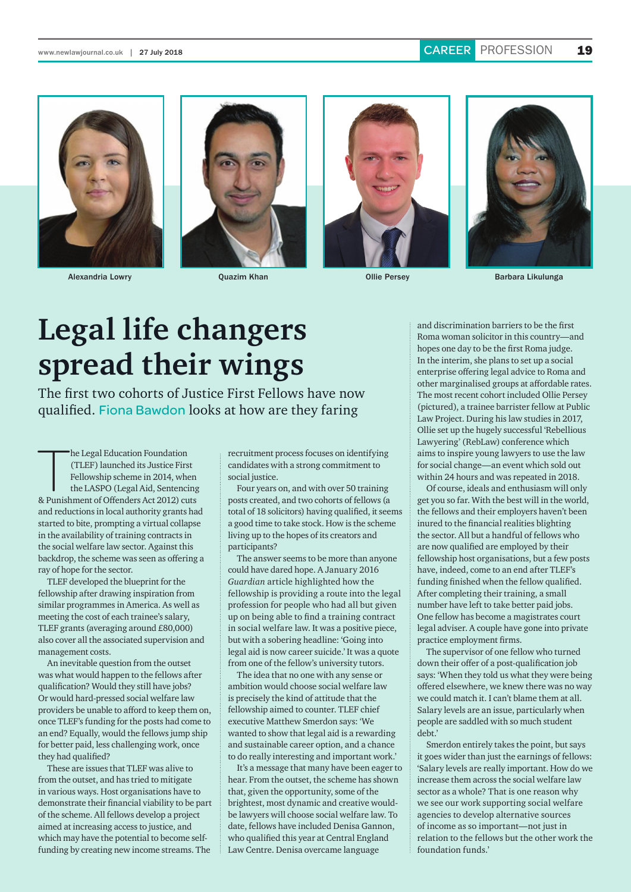Alexandria Lowry

Quazim Khan

Ollie Persey

Barbara Likulunga

# Legal life changers spread their wings

The first two cohorts of Justice First Fellows have now qualified. Fiona Bawdon looks at how are they faring

The Legal Education Foundation (TLEF) launched its Justice First Fellowship scheme in 2014, when the LASPO (Legal Aid, Sentencing & Punishment of Offenders Act 2012) cuts and reductions in local authority grants had started to bite, prompting a virtual collapse in the availability of training contracts in the social welfare law sector. Against this backdrop, the scheme was seen as offering a ray of hope for the sector.

TLEF developed the blueprint for the fellowship after drawing inspiration from similar programmes in America. As well as meeting the cost of each trainee's salary, TLEF grants (averaging around £80,000) also cover all the associated supervision and management costs.

An inevitable question from the outset was what would happen to the fellows after qualification? Would they still have jobs? Or would hard-pressed social welfare law providers be unable to afford to keep them on, once TLEF's funding for the posts had come to an end? Equally, would the fellows jump ship for better paid, less challenging work, once they had qualified?

These are issues that TLEF was alive to from the outset, and has tried to mitigate in various ways. Host organisations have to demonstrate their financial viability to be part of the scheme. All fellows develop a project aimed at increasing access to justice, and which may have the potential to become self-funding by creating new income streams. The recruitment process focuses on identifying candidates with a strong commitment to social justice.

Four years on, and with over 50 training posts created, and two cohorts of fellows (a total of 18 solicitors) having qualified, it seems a good time to take stock. How is the scheme living up to the hopes of its creators and participants?

The answer seems to be more than anyone could have dared hope. A January 2016 *Guardian* article highlighted how the fellowship is providing a route into the legal profession for people who had all but given up on being able to find a training contract in social welfare law. It was a positive piece, but with a sobering headline: 'Going into legal aid is now career suicide.' It was a quote from one of the fellow's university tutors.

The idea that no one with any sense or ambition would choose social welfare law is precisely the kind of attitude that the fellowship aimed to counter. TLEF chief executive Matthew Smerdon says: 'We wanted to show that legal aid is a rewarding and sustainable career option, and a chance to do really interesting and important work.'

It's a message that many have been eager to hear. From the outset, the scheme has shown that, given the opportunity, some of the brightest, most dynamic and creative would-be lawyers will choose social welfare law. To date, fellows have included Denisa Gannon, who qualified this year at Central England Law Centre. Denisa overcame language and discrimination barriers to be the first Roma woman solicitor in this country—and hopes one day to be the first Roma judge. In the interim, she plans to set up a social enterprise offering legal advice to Roma and other marginalised groups at affordable rates. The most recent cohort included Ollie Persey (pictured), a trainee barrister fellow at Public Law Project. During his law studies in 2017, Ollie set up the hugely successful 'Rebellious Lawyering' (RebLaw) conference which aims to inspire young lawyers to use the law for social change—an event which sold out within 24 hours and was repeated in 2018.

Of course, ideals and enthusiasm will only get you so far. With the best will in the world, the fellows and their employers haven't been inured to the financial realities blighting the sector. All but a handful of fellows who are now qualified are employed by their fellowship host organisations, but a few posts have, indeed, come to an end after TLEF's funding finished when the fellow qualified. After completing their training, a small number have left to take better paid jobs. One fellow has become a magistrates court legal adviser. A couple have gone into private practice employment firms.

The supervisor of one fellow who turned down their offer of a post-qualification job says: 'When they told us what they were being offered elsewhere, we knew there was no way we could match it. I can't blame them at all. Salary levels are an issue, particularly when people are saddled with so much student debt.'

Smerdon entirely takes the point, but says it goes wider than just the earnings of fellows: 'Salary levels are really important. How do we increase them across the social welfare law sector as a whole? That is one reason why we see our work supporting social welfare agencies to develop alternative sources of income as so important—not just in relation to the fellows but the other work the foundation funds.'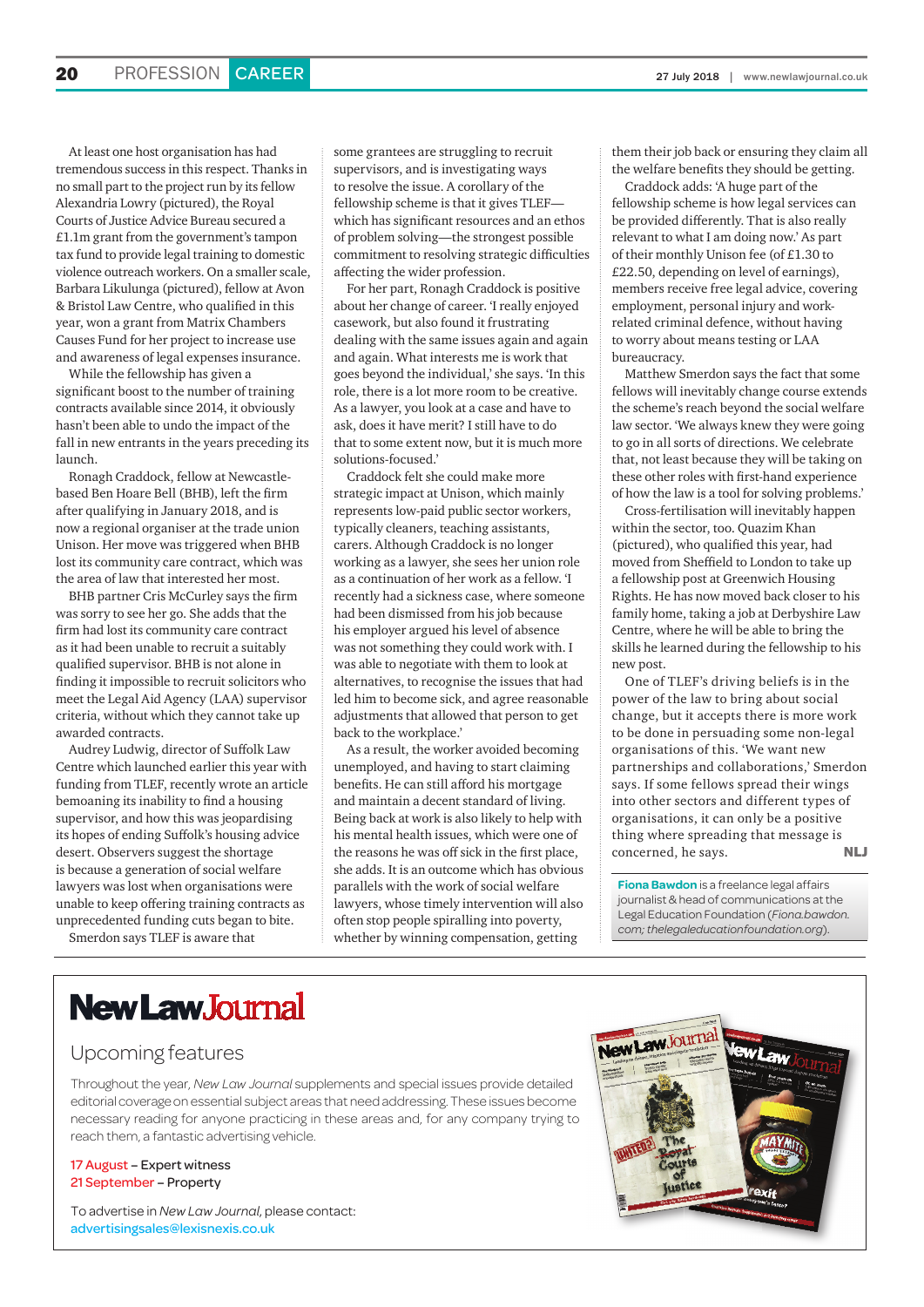At least one host organisation has had tremendous success in this respect. Thanks in no small part to the project run by its fellow Alexandria Lowry (pictured), the Royal Courts of Justice Advice Bureau secured a £1.1m grant from the government's tampon tax fund to provide legal training to domestic violence outreach workers. On a smaller scale, Barbara Likulunga (pictured), fellow at Avon & Bristol Law Centre, who qualified in this year, won a grant from Matrix Chambers Causes Fund for her project to increase use and awareness of legal expenses insurance.

While the fellowship has given a significant boost to the number of training contracts available since 2014, it obviously hasn't been able to undo the impact of the fall in new entrants in the years preceding its launch.

Ronagh Craddock, fellow at Newcastle-based Ben Hoare Bell (BHB), left the firm after qualifying in January 2018, and is now a regional organiser at the trade union Unison. Her move was triggered when BHB lost its community care contract, which was the area of law that interested her most.

BHB partner Cris McCurley says the firm was sorry to see her go. She adds that the firm had lost its community care contract as it had been unable to recruit a suitably qualified supervisor. BHB is not alone in finding it impossible to recruit solicitors who meet the Legal Aid Agency (LAA) supervisor criteria, without which they cannot take up awarded contracts.

Audrey Ludwig, director of Suffolk Law Centre which launched earlier this year with funding from TLEF, recently wrote an article bemoaning its inability to find a housing supervisor, and how this was jeopardising its hopes of ending Suffolk's housing advice desert. Observers suggest the shortage is because a generation of social welfare lawyers was lost when organisations were unable to keep offering training contracts as unprecedented funding cuts began to bite.

Smerdon says TLEF is aware that some grantees are struggling to recruit supervisors, and is investigating ways to resolve the issue. A corollary of the fellowship scheme is that it gives TLEF—which has significant resources and an ethos of problem solving—the strongest possible commitment to resolving strategic difficulties affecting the wider profession.

For her part, Ronagh Craddock is positive about her change of career. 'I really enjoyed casework, but also found it frustrating dealing with the same issues again and again and again. What interests me is work that goes beyond the individual,' she says. 'In this role, there is a lot more room to be creative. As a lawyer, you look at a case and have to ask, does it have merit? I still have to do that to some extent now, but it is much more solutions-focused.'

Craddock felt she could make more strategic impact at Unison, which mainly represents low-paid public sector workers, typically cleaners, teaching assistants, carers. Although Craddock is no longer working as a lawyer, she sees her union role as a continuation of her work as a fellow. 'I recently had a sickness case, where someone had been dismissed from his job because his employer argued his level of absence was not something they could work with. I was able to negotiate with them to look at alternatives, to recognise the issues that had led him to become sick, and agree reasonable adjustments that allowed that person to get back to the workplace.'

As a result, the worker avoided becoming unemployed, and having to start claiming benefits. He can still afford his mortgage and maintain a decent standard of living. Being back at work is also likely to help with his mental health issues, which were one of the reasons he was off sick in the first place, she adds. It is an outcome which has obvious parallels with the work of social welfare lawyers, whose timely intervention will also often stop people spiralling into poverty, whether by winning compensation, getting them their job back or ensuring they claim all the welfare benefits they should be getting.

Craddock adds: 'A huge part of the fellowship scheme is how legal services can be provided differently. That is also really relevant to what I am doing now.' As part of their monthly Unison fee (of £1.30 to £22.50, depending on level of earnings), members receive free legal advice, covering employment, personal injury and work-related criminal defence, without having to worry about means testing or LAA bureaucracy.

Matthew Smerdon says the fact that some fellows will inevitably change course extends the scheme's reach beyond the social welfare law sector. 'We always knew they were going to go in all sorts of directions. We celebrate that, not least because they will be taking on these other roles with first-hand experience of how the law is a tool for solving problems.'

Cross-fertilisation will inevitably happen within the sector, too. Quazim Khan (pictured), who qualified this year, had moved from Sheffield to London to take up a fellowship post at Greenwich Housing Rights. He has now moved back closer to his family home, taking a job at Derbyshire Law Centre, where he will be able to bring the skills he learned during the fellowship to his new post.

One of TLEF's driving beliefs is in the power of the law to bring about social change, but it accepts there is more work to be done in persuading some non-legal organisations of this. 'We want new partnerships and collaborations,' Smerdon says. If some fellows spread their wings into other sectors and different types of organisations, it can only be a positive thing where spreading that message is concerned, he says. **NLJ**

**Fiona Bawdon** is a freelance legal affairs journalist & head of communications at the Legal Education Foundation (*Fiona.bawdon.com; thelegaleducationfoundation.org*).

---

# New Law Journal

## Upcoming features

Throughout the year, *New Law Journal* supplements and special issues provide detailed editorial coverage on essential subject areas that need addressing. These issues become necessary reading for anyone practicing in these areas and, for any company trying to reach them, a fantastic advertising vehicle.

17 August – Expert witness
21 September – Property

To advertise in *New Law Journal*, please contact:
advertisingsales@lexisnexis.co.uk